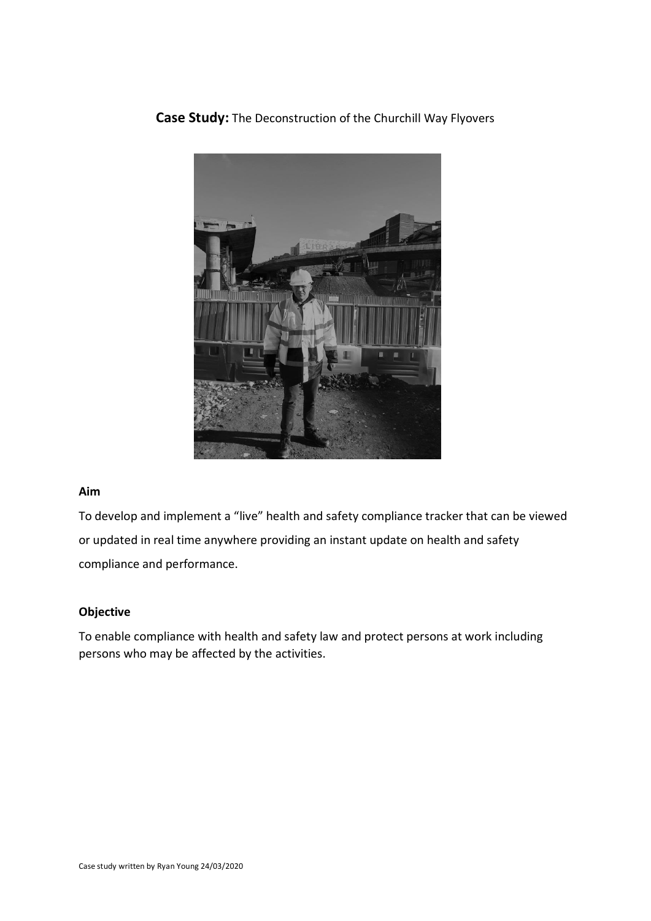**Case Study:** The Deconstruction of the Churchill Way Flyovers

**Aim**

To develop and implement a "live" health and safety compliance tracker that can be viewed or updated in real time anywhere providing an instant update on health and safety compliance and performance.

**Objective**

To enable compliance with health and safety law and protect persons at work including persons who may be affected by the activities.

Case study written by Ryan Young 24/03/2020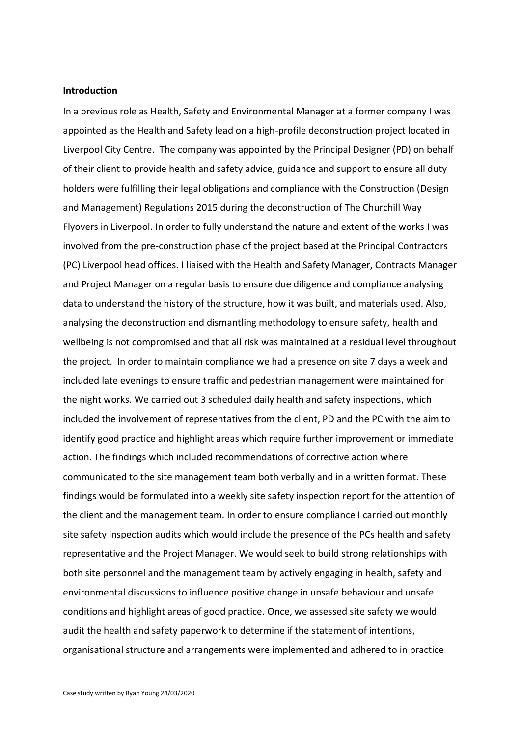**Introduction**

In a previous role as Health, Safety and Environmental Manager at a former company I was appointed as the Health and Safety lead on a high-profile deconstruction project located in Liverpool City Centre. The company was appointed by the Principal Designer (PD) on behalf of their client to provide health and safety advice, guidance and support to ensure all duty holders were fulfilling their legal obligations and compliance with the Construction (Design and Management) Regulations 2015 during the deconstruction of The Churchill Way Flyovers in Liverpool. In order to fully understand the nature and extent of the works I was involved from the pre-construction phase of the project based at the Principal Contractors (PC) Liverpool head offices. I liaised with the Health and Safety Manager, Contracts Manager and Project Manager on a regular basis to ensure due diligence and compliance analysing data to understand the history of the structure, how it was built, and materials used. Also, analysing the deconstruction and dismantling methodology to ensure safety, health and wellbeing is not compromised and that all risk was maintained at a residual level throughout the project. In order to maintain compliance we had a presence on site 7 days a week and included late evenings to ensure traffic and pedestrian management were maintained for the night works. We carried out 3 scheduled daily health and safety inspections, which included the involvement of representatives from the client, PD and the PC with the aim to identify good practice and highlight areas which require further improvement or immediate action. The findings which included recommendations of corrective action where communicated to the site management team both verbally and in a written format. These findings would be formulated into a weekly site safety inspection report for the attention of the client and the management team. In order to ensure compliance I carried out monthly site safety inspection audits which would include the presence of the PCs health and safety representative and the Project Manager. We would seek to build strong relationships with both site personnel and the management team by actively engaging in health, safety and environmental discussions to influence positive change in unsafe behaviour and unsafe conditions and highlight areas of good practice. Once, we assessed site safety we would audit the health and safety paperwork to determine if the statement of intentions, organisational structure and arrangements were implemented and adhered to in practice

Case study written by Ryan Young 24/03/2020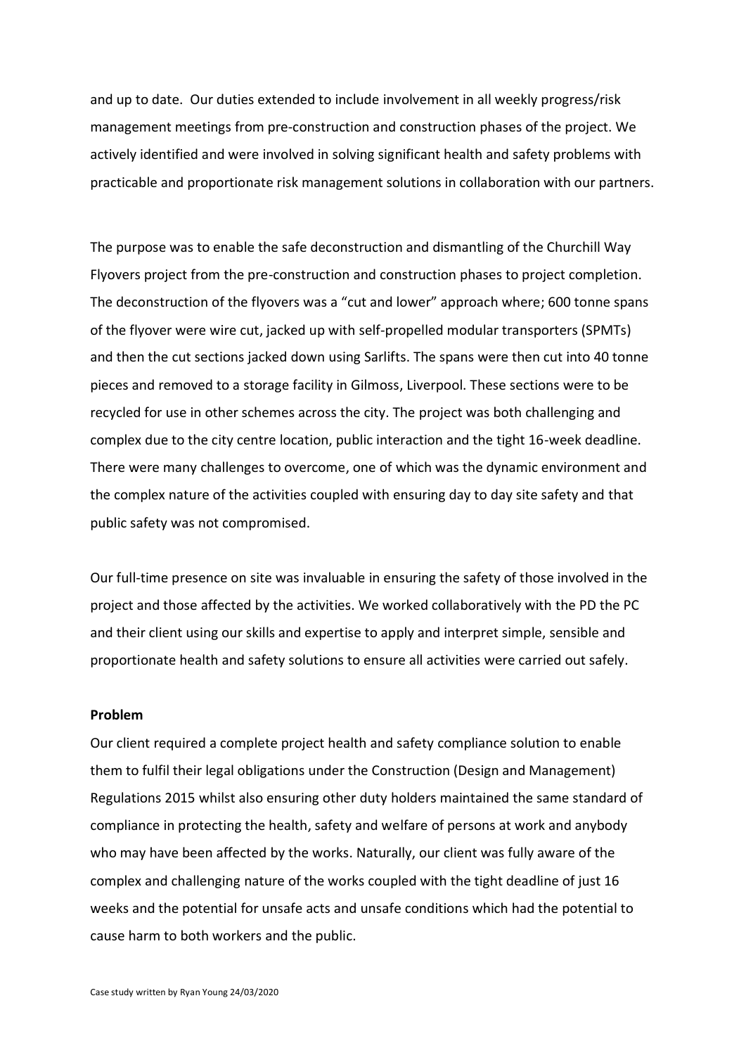and up to date. Our duties extended to include involvement in all weekly progress/risk management meetings from pre-construction and construction phases of the project. We actively identified and were involved in solving significant health and safety problems with practicable and proportionate risk management solutions in collaboration with our partners.

The purpose was to enable the safe deconstruction and dismantling of the Churchill Way Flyovers project from the pre-construction and construction phases to project completion. The deconstruction of the flyovers was a "cut and lower" approach where; 600 tonne spans of the flyover were wire cut, jacked up with self-propelled modular transporters (SPMTs) and then the cut sections jacked down using Sarlifts. The spans were then cut into 40 tonne pieces and removed to a storage facility in Gilmoss, Liverpool. These sections were to be recycled for use in other schemes across the city. The project was both challenging and complex due to the city centre location, public interaction and the tight 16-week deadline. There were many challenges to overcome, one of which was the dynamic environment and the complex nature of the activities coupled with ensuring day to day site safety and that public safety was not compromised.

Our full-time presence on site was invaluable in ensuring the safety of those involved in the project and those affected by the activities. We worked collaboratively with the PD the PC and their client using our skills and expertise to apply and interpret simple, sensible and proportionate health and safety solutions to ensure all activities were carried out safely.

**Problem**

Our client required a complete project health and safety compliance solution to enable them to fulfil their legal obligations under the Construction (Design and Management) Regulations 2015 whilst also ensuring other duty holders maintained the same standard of compliance in protecting the health, safety and welfare of persons at work and anybody who may have been affected by the works. Naturally, our client was fully aware of the complex and challenging nature of the works coupled with the tight deadline of just 16 weeks and the potential for unsafe acts and unsafe conditions which had the potential to cause harm to both workers and the public.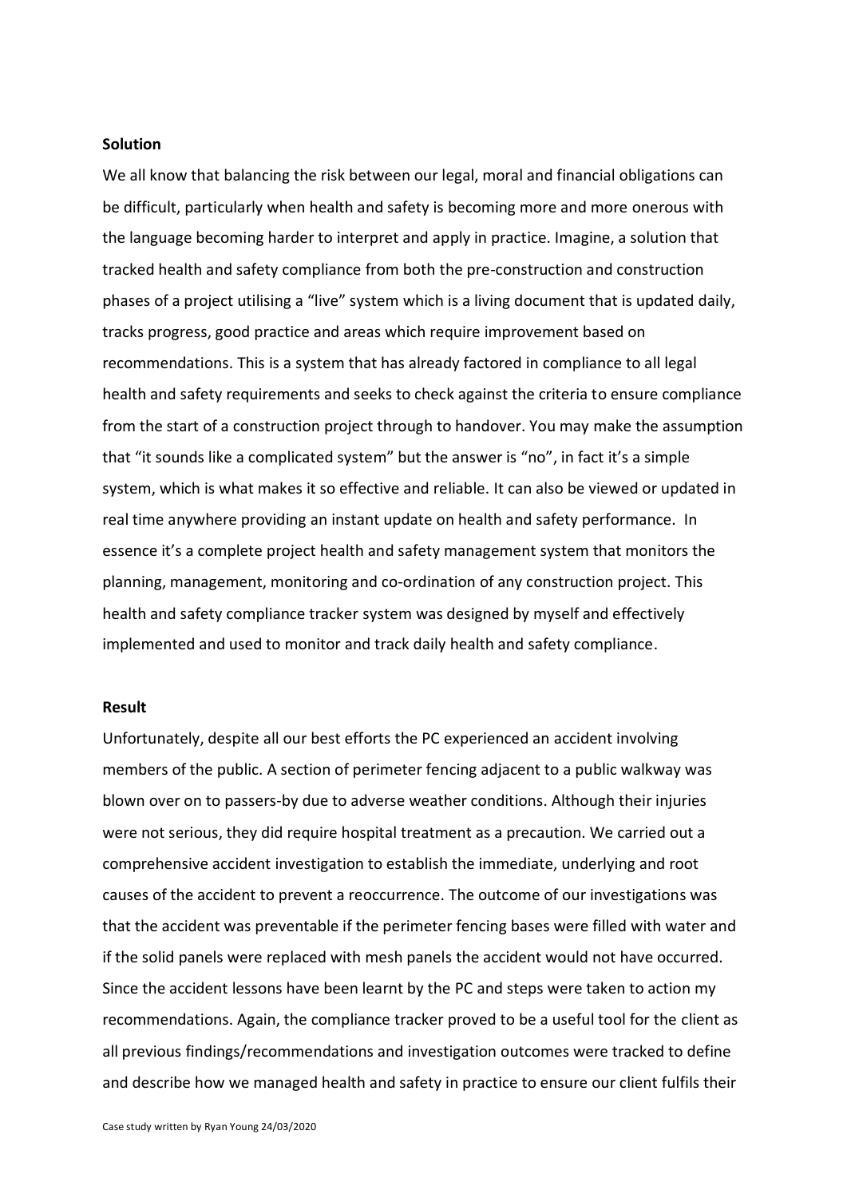**Solution**

We all know that balancing the risk between our legal, moral and financial obligations can be difficult, particularly when health and safety is becoming more and more onerous with the language becoming harder to interpret and apply in practice. Imagine, a solution that tracked health and safety compliance from both the pre-construction and construction phases of a project utilising a "live" system which is a living document that is updated daily, tracks progress, good practice and areas which require improvement based on recommendations. This is a system that has already factored in compliance to all legal health and safety requirements and seeks to check against the criteria to ensure compliance from the start of a construction project through to handover. You may make the assumption that "it sounds like a complicated system" but the answer is "no", in fact it's a simple system, which is what makes it so effective and reliable. It can also be viewed or updated in real time anywhere providing an instant update on health and safety performance. In essence it's a complete project health and safety management system that monitors the planning, management, monitoring and co-ordination of any construction project. This health and safety compliance tracker system was designed by myself and effectively implemented and used to monitor and track daily health and safety compliance.

**Result**

Unfortunately, despite all our best efforts the PC experienced an accident involving members of the public. A section of perimeter fencing adjacent to a public walkway was blown over on to passers-by due to adverse weather conditions. Although their injuries were not serious, they did require hospital treatment as a precaution. We carried out a comprehensive accident investigation to establish the immediate, underlying and root causes of the accident to prevent a reoccurrence. The outcome of our investigations was that the accident was preventable if the perimeter fencing bases were filled with water and if the solid panels were replaced with mesh panels the accident would not have occurred. Since the accident lessons have been learnt by the PC and steps were taken to action my recommendations. Again, the compliance tracker proved to be a useful tool for the client as all previous findings/recommendations and investigation outcomes were tracked to define and describe how we managed health and safety in practice to ensure our client fulfils their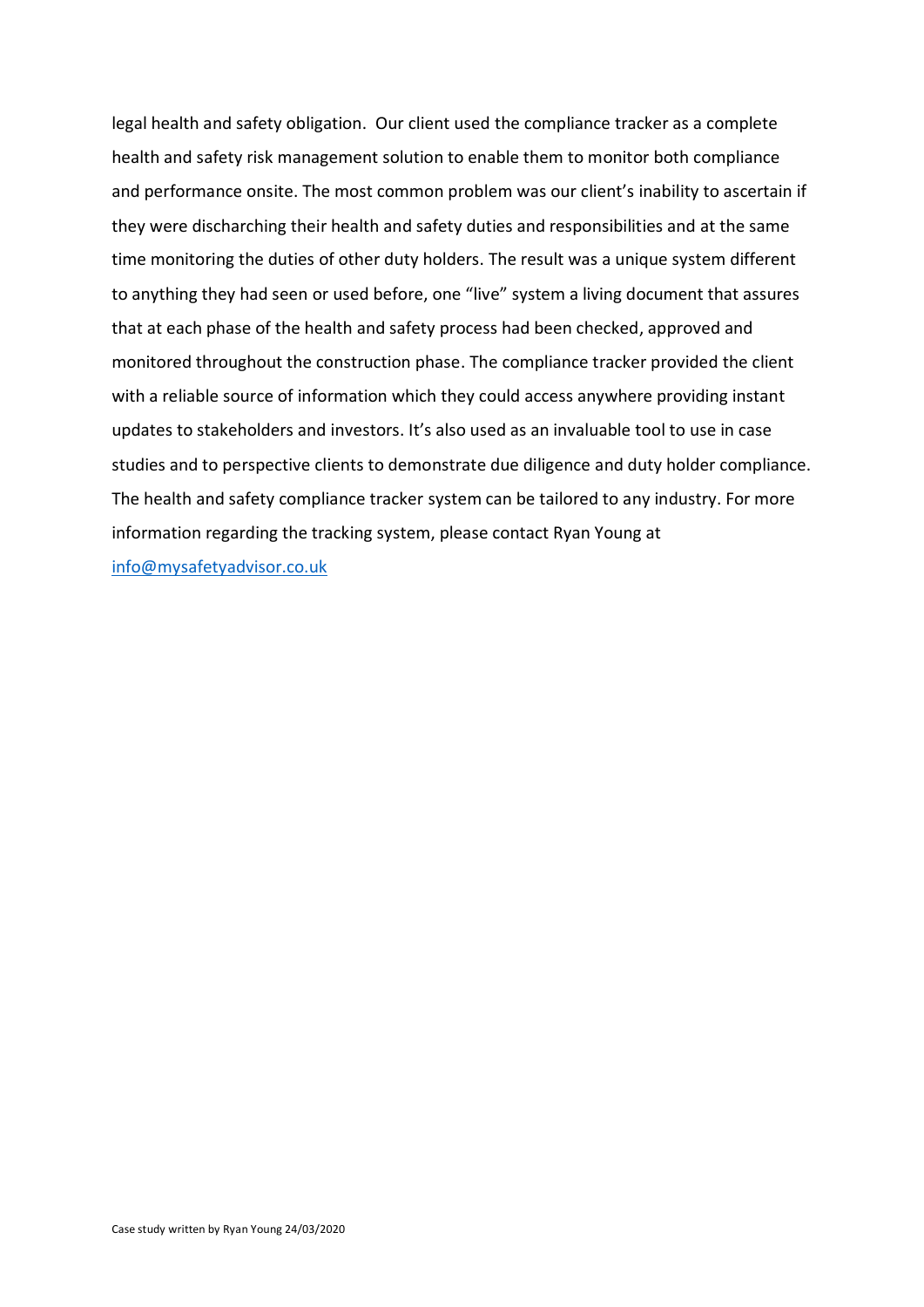legal health and safety obligation. Our client used the compliance tracker as a complete health and safety risk management solution to enable them to monitor both compliance and performance onsite. The most common problem was our client's inability to ascertain if they were discharching their health and safety duties and responsibilities and at the same time monitoring the duties of other duty holders. The result was a unique system different to anything they had seen or used before, one "live" system a living document that assures that at each phase of the health and safety process had been checked, approved and monitored throughout the construction phase. The compliance tracker provided the client with a reliable source of information which they could access anywhere providing instant updates to stakeholders and investors. It's also used as an invaluable tool to use in case studies and to perspective clients to demonstrate due diligence and duty holder compliance. The health and safety compliance tracker system can be tailored to any industry. For more information regarding the tracking system, please contact Ryan Young at [info@mysafetyadvisor.co.uk](mailto:info@mysafetyadvisor.co.uk)

Case study written by Ryan Young 24/03/2020